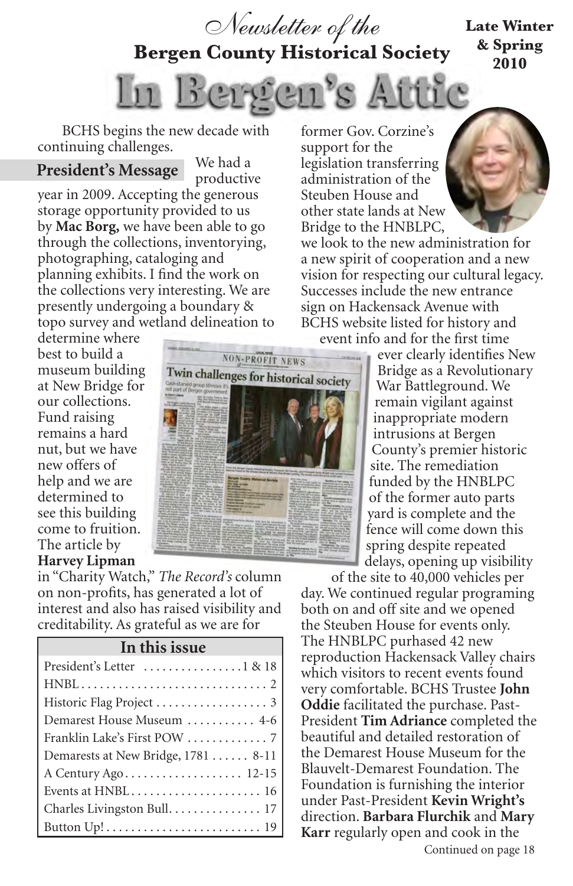*Newsletter of the*

**Bergen County Historical Society**

**Late Winter & Spring 2010**

# In Bergen's Attic

BCHS begins the new decade with continuing challenges.

## President's Message

We had a productive year in 2009. Accepting the generous storage opportunity provided to us by **Mac Borg,** we have been able to go through the collections, inventorying, photographing, cataloging and planning exhibits. I find the work on the collections very interesting. We are presently undergoing a boundary & topo survey and wetland delineation to determine where best to build a museum building at New Bridge for our collections. Fund raising remains a hard nut, but we have new offers of help and we are determined to see this building come to fruition. The article by **Harvey Lipman** in "Charity Watch," *The Record's* column on non-profits, has generated a lot of interest and also has raised visibility and creditability. As grateful as we are for former Gov. Corzine's support for the legislation transferring administration of the Steuben House and other state lands at New Bridge to the HNBLPC, we look to the new administration for a new spirit of cooperation and a new vision for respecting our cultural legacy. Successes include the new entrance sign on Hackensack Avenue with BCHS website listed for history and event info and for the first time ever clearly identifies New Bridge as a Revolutionary War Battleground. We remain vigilant against inappropriate modern intrusions at Bergen County's premier historic site. The remediation funded by the HNBLPC of the former auto parts yard is complete and the fence will come down this spring despite repeated delays, opening up visibility of the site to 40,000 vehicles per day. We continued regular programing both on and off site and we opened the Steuben House for events only. The HNBLPC purhased 42 new reproduction Hackensack Valley chairs which visitors to recent events found very comfortable. BCHS Trustee **John Oddie** facilitated the purchase. Past-President **Tim Adriance** completed the beautiful and detailed restoration of the Demarest House Museum for the Blauvelt-Demarest Foundation. The Foundation is furnishing the interior under Past-President **Kevin Wright's** direction. **Barbara Flurchik** and **Mary Karr** regularly open and cook in the

Continued on page 18

| In this issue | |
|---|---|
| President's Letter | 1 & 18 |
| HNBL | 2 |
| Historic Flag Project | 3 |
| Demarest House Museum | 4-6 |
| Franklin Lake's First POW | 7 |
| Demarests at New Bridge, 1781 | 8-11 |
| A Century Ago | 12-15 |
| Events at HNBL | 16 |
| Charles Livingston Bull | 17 |
| Button Up! | 19 |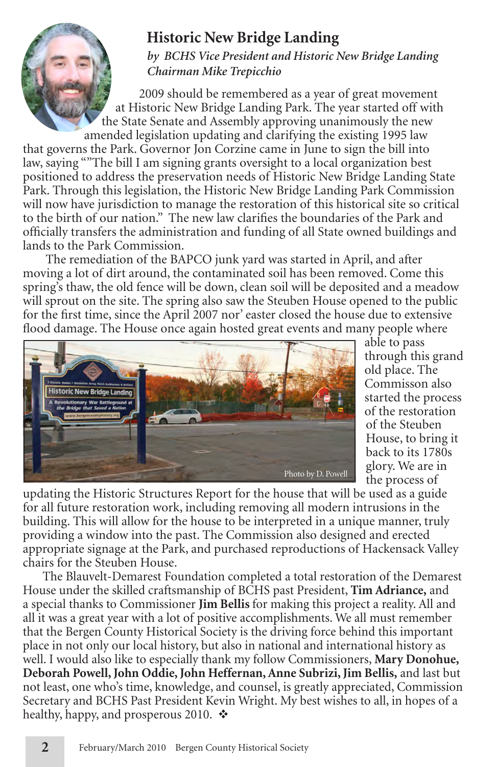## Historic New Bridge Landing

*by BCHS Vice President and Historic New Bridge Landing Chairman Mike Trepicchio*

2009 should be remembered as a year of great movement at Historic New Bridge Landing Park. The year started off with the State Senate and Assembly approving unanimously the new amended legislation updating and clarifying the existing 1995 law that governs the Park. Governor Jon Corzine came in June to sign the bill into law, saying ""The bill I am signing grants oversight to a local organization best positioned to address the preservation needs of Historic New Bridge Landing State Park. Through this legislation, the Historic New Bridge Landing Park Commission will now have jurisdiction to manage the restoration of this historical site so critical to the birth of our nation." The new law clarifies the boundaries of the Park and officially transfers the administration and funding of all State owned buildings and lands to the Park Commission.

The remediation of the BAPCO junk yard was started in April, and after moving a lot of dirt around, the contaminated soil has been removed. Come this spring's thaw, the old fence will be down, clean soil will be deposited and a meadow will sprout on the site. The spring also saw the Steuben House opened to the public for the first time, since the April 2007 nor' easter closed the house due to extensive flood damage. The House once again hosted great events and many people where able to pass through this grand old place. The Commisson also started the process of the restoration of the Steuben House, to bring it back to its 1780s glory. We are in the process of updating the Historic Structures Report for the house that will be used as a guide for all future restoration work, including removing all modern intrusions in the building. This will allow for the house to be interpreted in a unique manner, truly providing a window into the past. The Commission also designed and erected appropriate signage at the Park, and purchased reproductions of Hackensack Valley chairs for the Steuben House.

Photo by D. Powell

The Blauvelt-Demarest Foundation completed a total restoration of the Demarest House under the skilled craftsmanship of BCHS past President, **Tim Adriance,** and a special thanks to Commissioner **Jim Bellis** for making this project a reality. All and all it was a great year with a lot of positive accomplishments. We all must remember that the Bergen County Historical Society is the driving force behind this important place in not only our local history, but also in national and international history as well. I would also like to especially thank my follow Commissioners, **Mary Donohue, Deborah Powell, John Oddie, John Heffernan, Anne Subrizi, Jim Bellis,** and last but not least, one who's time, knowledge, and counsel, is greatly appreciated, Commission Secretary and BCHS Past President Kevin Wright. My best wishes to all, in hopes of a healthy, happy, and prosperous 2010. ❖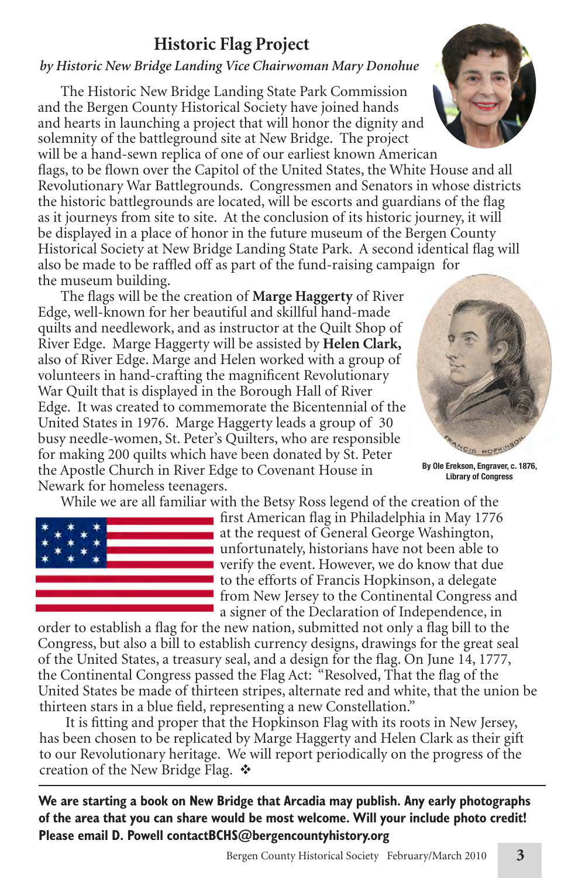## Historic Flag Project

*by Historic New Bridge Landing Vice Chairwoman Mary Donohue*

The Historic New Bridge Landing State Park Commission and the Bergen County Historical Society have joined hands and hearts in launching a project that will honor the dignity and solemnity of the battleground site at New Bridge. The project will be a hand-sewn replica of one of our earliest known American flags, to be flown over the Capitol of the United States, the White House and all Revolutionary War Battlegrounds. Congressmen and Senators in whose districts the historic battlegrounds are located, will be escorts and guardians of the flag as it journeys from site to site. At the conclusion of its historic journey, it will be displayed in a place of honor in the future museum of the Bergen County Historical Society at New Bridge Landing State Park. A second identical flag will also be made to be raffled off as part of the fund-raising campaign for the museum building.

The flags will be the creation of **Marge Haggerty** of River Edge, well-known for her beautiful and skillful hand-made quilts and needlework, and as instructor at the Quilt Shop of River Edge. Marge Haggerty will be assisted by **Helen Clark,** also of River Edge. Marge and Helen worked with a group of volunteers in hand-crafting the magnificent Revolutionary War Quilt that is displayed in the Borough Hall of River Edge. It was created to commemorate the Bicentennial of the United States in 1976. Marge Haggerty leads a group of 30 busy needle-women, St. Peter's Quilters, who are responsible for making 200 quilts which have been donated by St. Peter the Apostle Church in River Edge to Covenant House in Newark for homeless teenagers.

By Ole Erekson, Engraver, c. 1876, Library of Congress

While we are all familiar with the Betsy Ross legend of the creation of the first American flag in Philadelphia in May 1776 at the request of General George Washington, unfortunately, historians have not been able to verify the event. However, we do know that due to the efforts of Francis Hopkinson, a delegate from New Jersey to the Continental Congress and a signer of the Declaration of Independence, in order to establish a flag for the new nation, submitted not only a flag bill to the Congress, but also a bill to establish currency designs, drawings for the great seal of the United States, a treasury seal, and a design for the flag. On June 14, 1777, the Continental Congress passed the Flag Act: "Resolved, That the flag of the United States be made of thirteen stripes, alternate red and white, that the union be thirteen stars in a blue field, representing a new Constellation."

It is fitting and proper that the Hopkinson Flag with its roots in New Jersey, has been chosen to be replicated by Marge Haggerty and Helen Clark as their gift to our Revolutionary heritage. We will report periodically on the progress of the creation of the New Bridge Flag. ❖

---

**We are starting a book on New Bridge that Arcadia may publish. Any early photographs of the area that you can share would be most welcome. Will your include photo credit! Please email D. Powell contactBCHS@bergencountyhistory.org**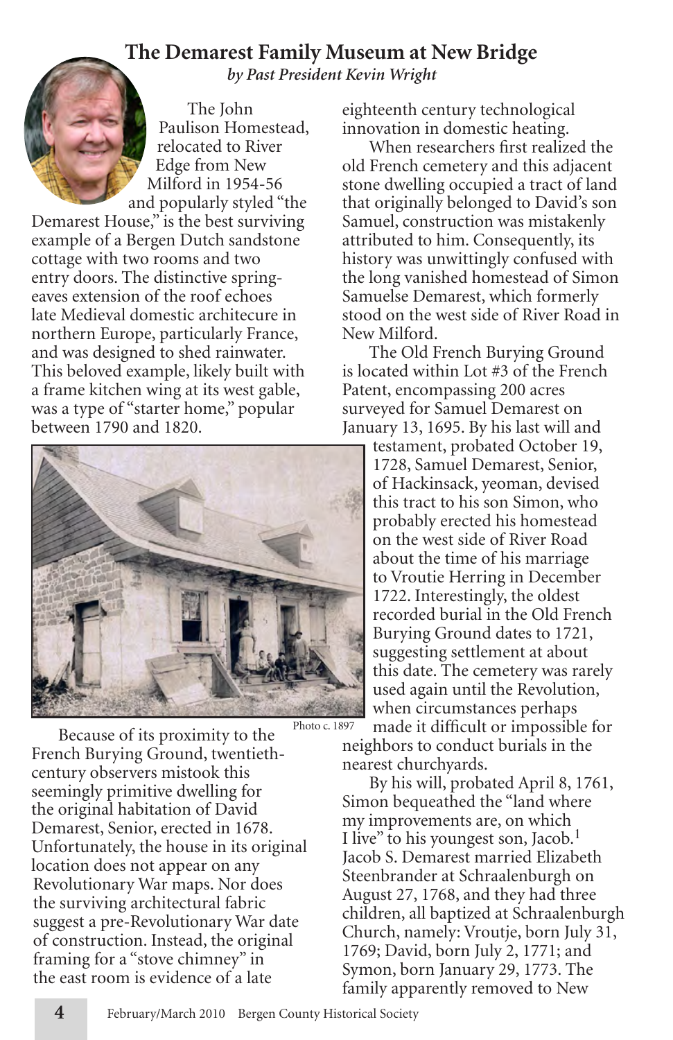# The Demarest Family Museum at New Bridge

*by Past President Kevin Wright*

The John Paulison Homestead, relocated to River Edge from New Milford in 1954-56 and popularly styled "the Demarest House," is the best surviving example of a Bergen Dutch sandstone cottage with two rooms and two entry doors. The distinctive spring-eaves extension of the roof echoes late Medieval domestic architecture in northern Europe, particularly France, and was designed to shed rainwater. This beloved example, likely built with a frame kitchen wing at its west gable, was a type of "starter home," popular between 1790 and 1820.

Photo c. 1897

Because of its proximity to the French Burying Ground, twentieth-century observers mistook this seemingly primitive dwelling for the original habitation of David Demarest, Senior, erected in 1678. Unfortunately, the house in its original location does not appear on any Revolutionary War maps. Nor does the surviving architectural fabric suggest a pre-Revolutionary War date of construction. Instead, the original framing for a "stove chimney" in the east room is evidence of a late eighteenth century technological innovation in domestic heating.

When researchers first realized the old French cemetery and this adjacent stone dwelling occupied a tract of land that originally belonged to David's son Samuel, construction was mistakenly attributed to him. Consequently, its history was unwittingly confused with the long vanished homestead of Simon Samuelse Demarest, which formerly stood on the west side of River Road in New Milford.

The Old French Burying Ground is located within Lot #3 of the French Patent, encompassing 200 acres surveyed for Samuel Demarest on January 13, 1695. By his last will and testament, probated October 19, 1728, Samuel Demarest, Senior, of Hackinsack, yeoman, devised this tract to his son Simon, who probably erected his homestead on the west side of River Road about the time of his marriage to Vroutie Herring in December 1722. Interestingly, the oldest recorded burial in the Old French Burying Ground dates to 1721, suggesting settlement at about this date. The cemetery was rarely used again until the Revolution, when circumstances perhaps made it difficult or impossible for neighbors to conduct burials in the nearest churchyards.

By his will, probated April 8, 1761, Simon bequeathed the "land where my improvements are, on which I live" to his youngest son, Jacob.[1] Jacob S. Demarest married Elizabeth Steenbrander at Schraalenburgh on August 27, 1768, and they had three children, all baptized at Schraalenburgh Church, namely: Vroutje, born July 31, 1769; David, born July 2, 1771; and Symon, born January 29, 1773. The family apparently removed to New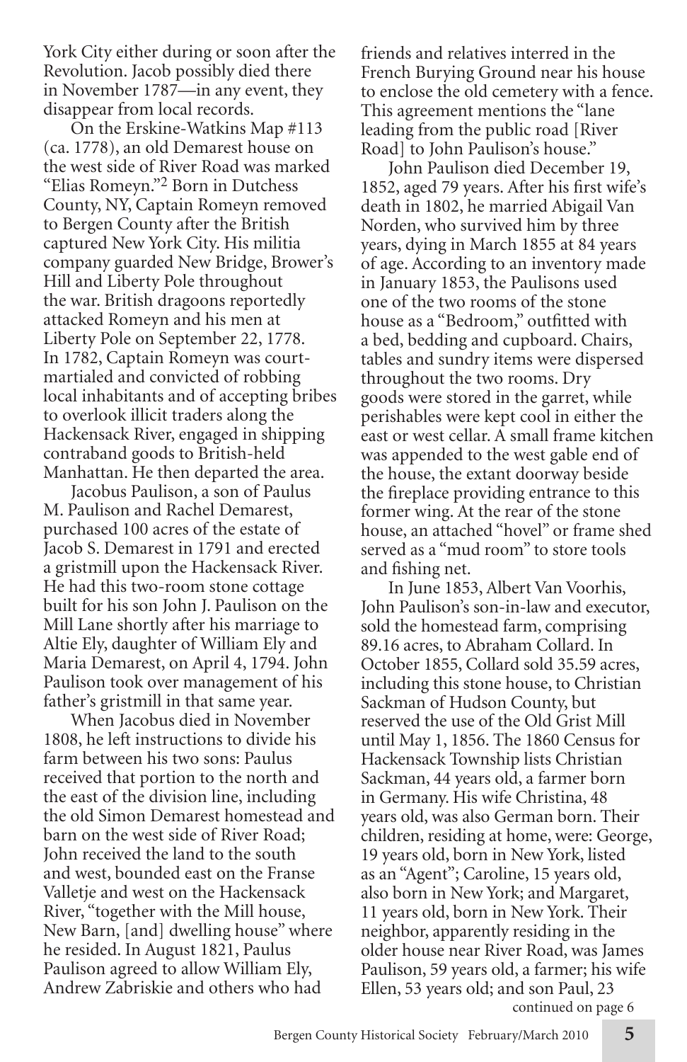York City either during or soon after the Revolution. Jacob possibly died there in November 1787—in any event, they disappear from local records.

On the Erskine-Watkins Map #113 (ca. 1778), an old Demarest house on the west side of River Road was marked "Elias Romeyn."[2] Born in Dutchess County, NY, Captain Romeyn removed to Bergen County after the British captured New York City. His militia company guarded New Bridge, Brower's Hill and Liberty Pole throughout the war. British dragoons reportedly attacked Romeyn and his men at Liberty Pole on September 22, 1778. In 1782, Captain Romeyn was court-martialed and convicted of robbing local inhabitants and of accepting bribes to overlook illicit traders along the Hackensack River, engaged in shipping contraband goods to British-held Manhattan. He then departed the area.

Jacobus Paulison, a son of Paulus M. Paulison and Rachel Demarest, purchased 100 acres of the estate of Jacob S. Demarest in 1791 and erected a gristmill upon the Hackensack River. He had this two-room stone cottage built for his son John J. Paulison on the Mill Lane shortly after his marriage to Altie Ely, daughter of William Ely and Maria Demarest, on April 4, 1794. John Paulison took over management of his father's gristmill in that same year.

When Jacobus died in November 1808, he left instructions to divide his farm between his two sons: Paulus received that portion to the north and the east of the division line, including the old Simon Demarest homestead and barn on the west side of River Road; John received the land to the south and west, bounded east on the Franse Valletje and west on the Hackensack River, "together with the Mill house, New Barn, [and] dwelling house" where he resided. In August 1821, Paulus Paulison agreed to allow William Ely, Andrew Zabriskie and others who had friends and relatives interred in the French Burying Ground near his house to enclose the old cemetery with a fence. This agreement mentions the "lane leading from the public road [River Road] to John Paulison's house."

John Paulison died December 19, 1852, aged 79 years. After his first wife's death in 1802, he married Abigail Van Norden, who survived him by three years, dying in March 1855 at 84 years of age. According to an inventory made in January 1853, the Paulisons used one of the two rooms of the stone house as a "Bedroom," outfitted with a bed, bedding and cupboard. Chairs, tables and sundry items were dispersed throughout the two rooms. Dry goods were stored in the garret, while perishables were kept cool in either the east or west cellar. A small frame kitchen was appended to the west gable end of the house, the extant doorway beside the fireplace providing entrance to this former wing. At the rear of the stone house, an attached "hovel" or frame shed served as a "mud room" to store tools and fishing net.

In June 1853, Albert Van Voorhis, John Paulison's son-in-law and executor, sold the homestead farm, comprising 89.16 acres, to Abraham Collard. In October 1855, Collard sold 35.59 acres, including this stone house, to Christian Sackman of Hudson County, but reserved the use of the Old Grist Mill until May 1, 1856. The 1860 Census for Hackensack Township lists Christian Sackman, 44 years old, a farmer born in Germany. His wife Christina, 48 years old, was also German born. Their children, residing at home, were: George, 19 years old, born in New York, listed as an "Agent"; Caroline, 15 years old, also born in New York; and Margaret, 11 years old, born in New York. Their neighbor, apparently residing in the older house near River Road, was James Paulison, 59 years old, a farmer; his wife Ellen, 53 years old; and son Paul, 23

continued on page 6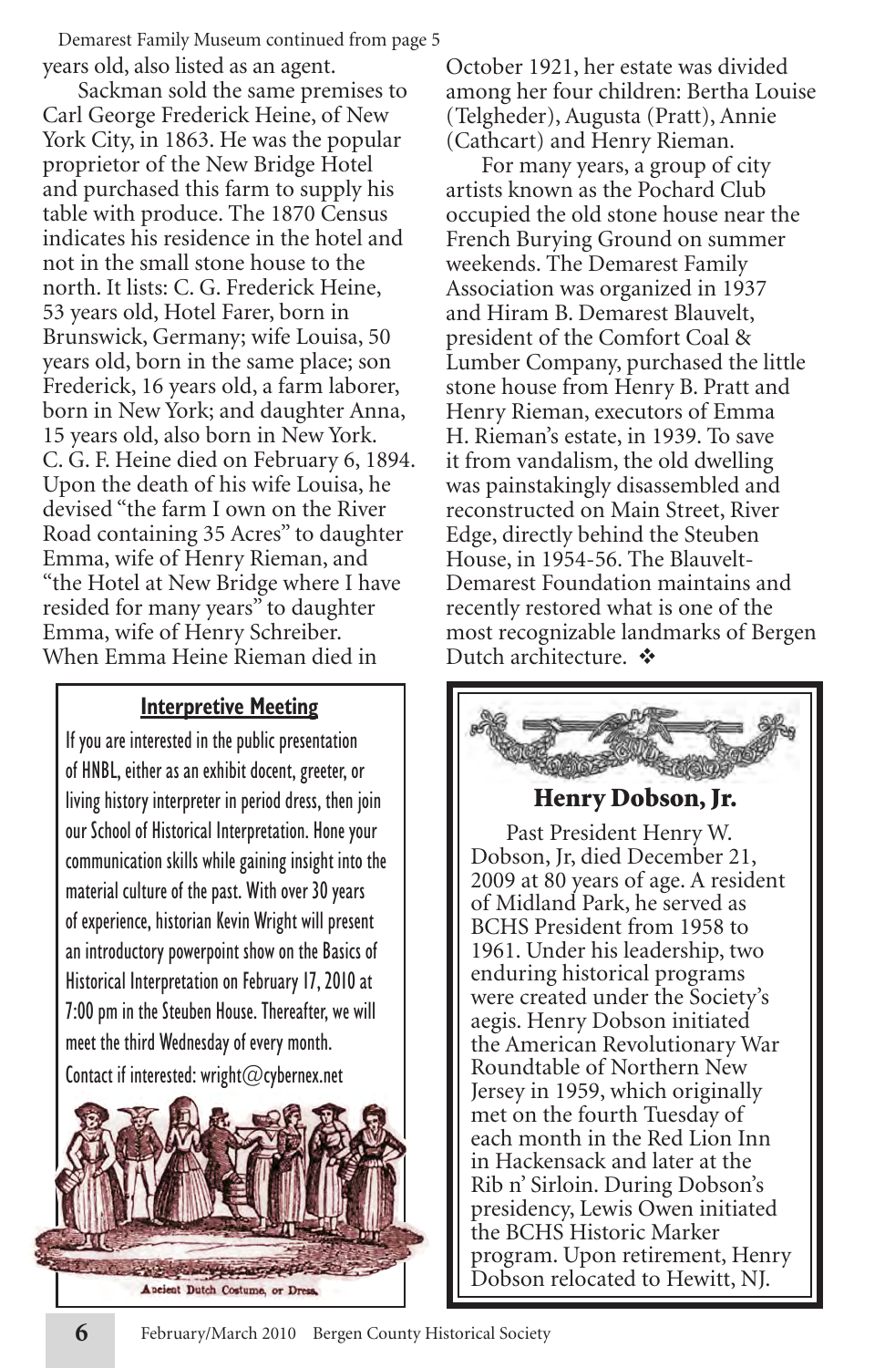Demarest Family Museum continued from page 5

years old, also listed as an agent.

Sackman sold the same premises to Carl George Frederick Heine, of New York City, in 1863. He was the popular proprietor of the New Bridge Hotel and purchased this farm to supply his table with produce. The 1870 Census indicates his residence in the hotel and not in the small stone house to the north. It lists: C. G. Frederick Heine, 53 years old, Hotel Farer, born in Brunswick, Germany; wife Louisa, 50 years old, born in the same place; son Frederick, 16 years old, a farm laborer, born in New York; and daughter Anna, 15 years old, also born in New York. C. G. F. Heine died on February 6, 1894. Upon the death of his wife Louisa, he devised "the farm I own on the River Road containing 35 Acres" to daughter Emma, wife of Henry Rieman, and "the Hotel at New Bridge where I have resided for many years" to daughter Emma, wife of Henry Schreiber. When Emma Heine Rieman died in October 1921, her estate was divided among her four children: Bertha Louise (Telgheder), Augusta (Pratt), Annie (Cathcart) and Henry Rieman.

For many years, a group of city artists known as the Pochard Club occupied the old stone house near the French Burying Ground on summer weekends. The Demarest Family Association was organized in 1937 and Hiram B. Demarest Blauvelt, president of the Comfort Coal & Lumber Company, purchased the little stone house from Henry B. Pratt and Henry Rieman, executors of Emma H. Rieman's estate, in 1939. To save it from vandalism, the old dwelling was painstakingly disassembled and reconstructed on Main Street, River Edge, directly behind the Steuben House, in 1954-56. The Blauvelt-Demarest Foundation maintains and recently restored what is one of the most recognizable landmarks of Bergen Dutch architecture. ❖

## Interpretive Meeting

If you are interested in the public presentation of HNBL, either as an exhibit docent, greeter, or living history interpreter in period dress, then join our School of Historical Interpretation. Hone your communication skills while gaining insight into the material culture of the past. With over 30 years of experience, historian Kevin Wright will present an introductory powerpoint show on the Basics of Historical Interpretation on February 17, 2010 at 7:00 pm in the Steuben House. Thereafter, we will meet the third Wednesday of every month.

Contact if interested: wright@cybernex.net

Ancient Dutch Costume, or Dress.

## Henry Dobson, Jr.

Past President Henry W. Dobson, Jr, died December 21, 2009 at 80 years of age. A resident of Midland Park, he served as BCHS President from 1958 to 1961. Under his leadership, two enduring historical programs were created under the Society's aegis. Henry Dobson initiated the American Revolutionary War Roundtable of Northern New Jersey in 1959, which originally met on the fourth Tuesday of each month in the Red Lion Inn in Hackensack and later at the Rib n' Sirloin. During Dobson's presidency, Lewis Owen initiated the BCHS Historic Marker program. Upon retirement, Henry Dobson relocated to Hewitt, NJ.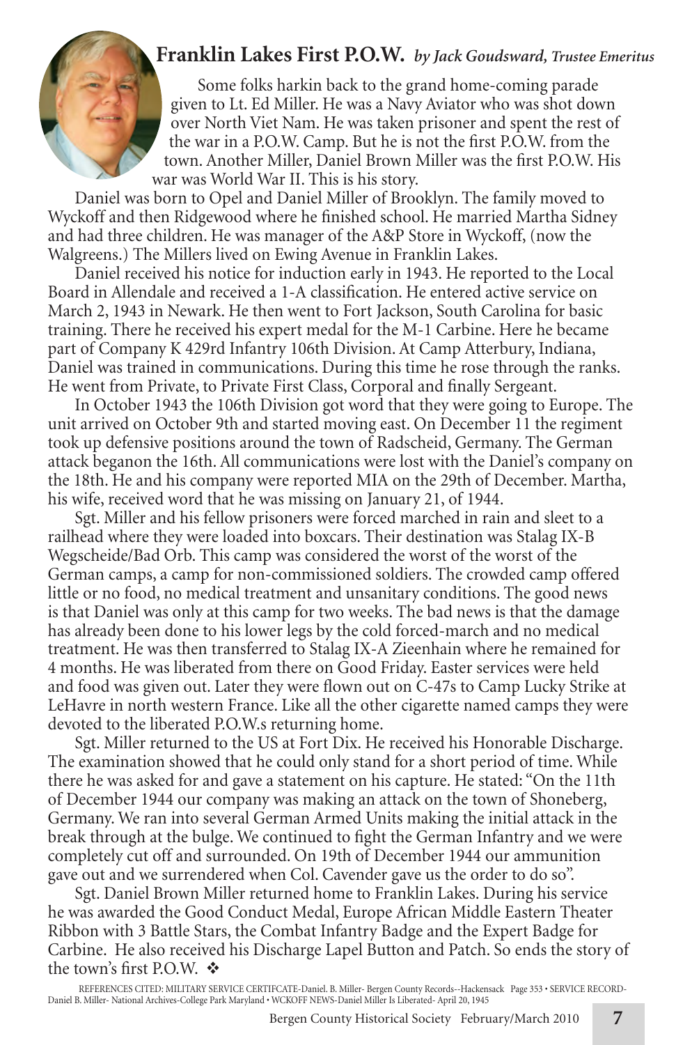## Franklin Lakes First P.O.W. *by Jack Goudsward, Trustee Emeritus*

Some folks harkin back to the grand home-coming parade given to Lt. Ed Miller. He was a Navy Aviator who was shot down over North Viet Nam. He was taken prisoner and spent the rest of the war in a P.O.W. Camp. But he is not the first P.O.W. from the town. Another Miller, Daniel Brown Miller was the first P.O.W. His war was World War II. This is his story.

Daniel was born to Opel and Daniel Miller of Brooklyn. The family moved to Wyckoff and then Ridgewood where he finished school. He married Martha Sidney and had three children. He was manager of the A&P Store in Wyckoff, (now the Walgreens.) The Millers lived on Ewing Avenue in Franklin Lakes.

Daniel received his notice for induction early in 1943. He reported to the Local Board in Allendale and received a 1-A classification. He entered active service on March 2, 1943 in Newark. He then went to Fort Jackson, South Carolina for basic training. There he received his expert medal for the M-1 Carbine. Here he became part of Company K 429rd Infantry 106th Division. At Camp Atterbury, Indiana, Daniel was trained in communications. During this time he rose through the ranks. He went from Private, to Private First Class, Corporal and finally Sergeant.

In October 1943 the 106th Division got word that they were going to Europe. The unit arrived on October 9th and started moving east. On December 11 the regiment took up defensive positions around the town of Radscheid, Germany. The German attack beganon the 16th. All communications were lost with the Daniel's company on the 18th. He and his company were reported MIA on the 29th of December. Martha, his wife, received word that he was missing on January 21, of 1944.

Sgt. Miller and his fellow prisoners were forced marched in rain and sleet to a railhead where they were loaded into boxcars. Their destination was Stalag IX-B Wegscheide/Bad Orb. This camp was considered the worst of the worst of the German camps, a camp for non-commissioned soldiers. The crowded camp offered little or no food, no medical treatment and unsanitary conditions. The good news is that Daniel was only at this camp for two weeks. The bad news is that the damage has already been done to his lower legs by the cold forced-march and no medical treatment. He was then transferred to Stalag IX-A Zieenhain where he remained for 4 months. He was liberated from there on Good Friday. Easter services were held and food was given out. Later they were flown out on C-47s to Camp Lucky Strike at LeHavre in north western France. Like all the other cigarette named camps they were devoted to the liberated P.O.W.s returning home.

Sgt. Miller returned to the US at Fort Dix. He received his Honorable Discharge. The examination showed that he could only stand for a short period of time. While there he was asked for and gave a statement on his capture. He stated: "On the 11th of December 1944 our company was making an attack on the town of Shoneberg, Germany. We ran into several German Armed Units making the initial attack in the break through at the bulge. We continued to fight the German Infantry and we were completely cut off and surrounded. On 19th of December 1944 our ammunition gave out and we surrendered when Col. Cavender gave us the order to do so".

Sgt. Daniel Brown Miller returned home to Franklin Lakes. During his service he was awarded the Good Conduct Medal, Europe African Middle Eastern Theater Ribbon with 3 Battle Stars, the Combat Infantry Badge and the Expert Badge for Carbine. He also received his Discharge Lapel Button and Patch. So ends the story of the town's first P.O.W. ❖

REFERENCES CITED: MILITARY SERVICE CERTIFCATE-Daniel. B. Miller- Bergen County Records--Hackensack Page 353 • SERVICE RECORD-Daniel B. Miller- National Archives-College Park Maryland • WCKOFF NEWS-Daniel Miller Is Liberated- April 20, 1945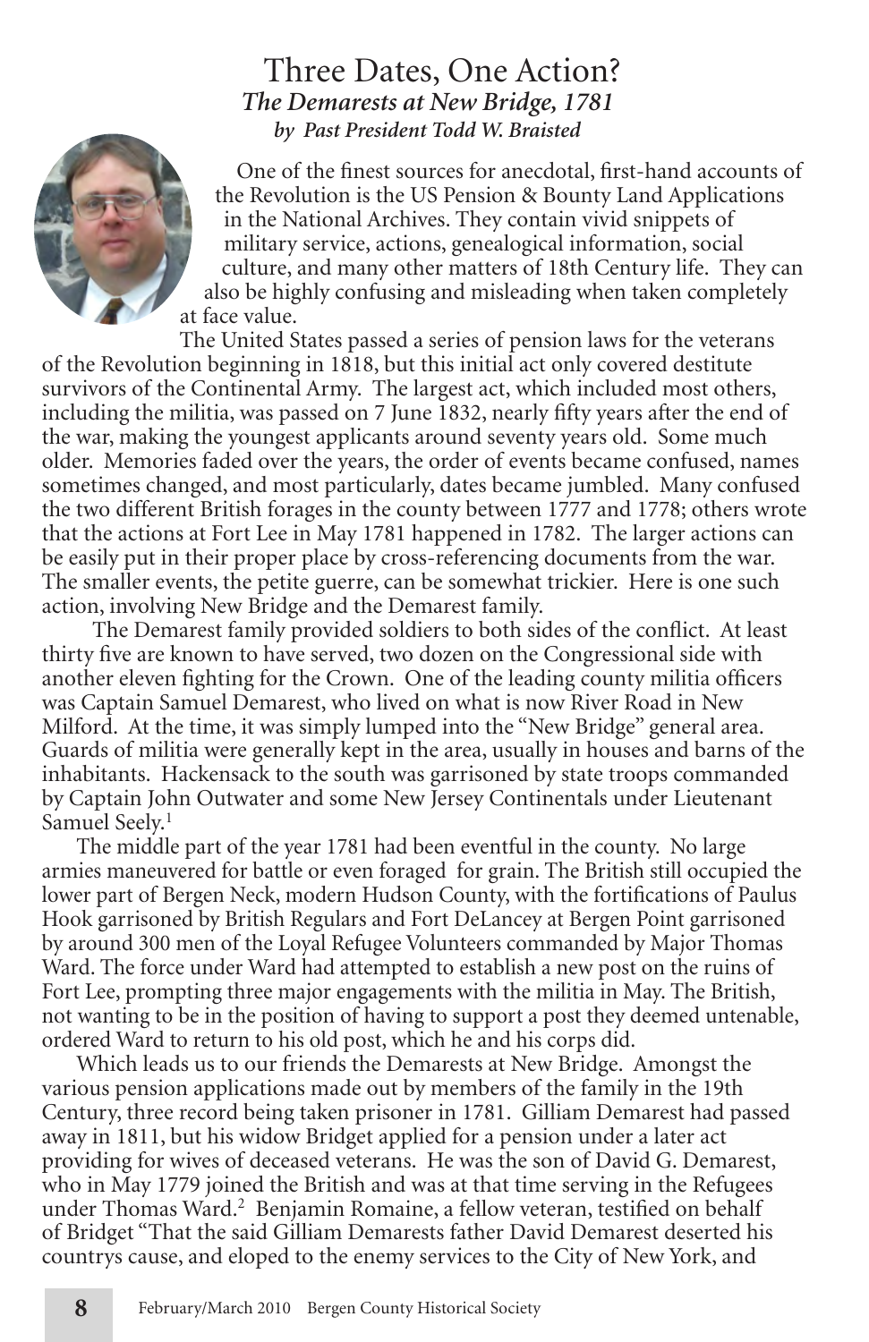# Three Dates, One Action?

## *The Demarests at New Bridge, 1781*

### *by Past President Todd W. Braisted*

One of the finest sources for anecdotal, first-hand accounts of the Revolution is the US Pension & Bounty Land Applications in the National Archives. They contain vivid snippets of military service, actions, genealogical information, social culture, and many other matters of 18th Century life. They can also be highly confusing and misleading when taken completely at face value.

The United States passed a series of pension laws for the veterans of the Revolution beginning in 1818, but this initial act only covered destitute survivors of the Continental Army. The largest act, which included most others, including the militia, was passed on 7 June 1832, nearly fifty years after the end of the war, making the youngest applicants around seventy years old. Some much older. Memories faded over the years, the order of events became confused, names sometimes changed, and most particularly, dates became jumbled. Many confused the two different British forages in the county between 1777 and 1778; others wrote that the actions at Fort Lee in May 1781 happened in 1782. The larger actions can be easily put in their proper place by cross-referencing documents from the war. The smaller events, the petite guerre, can be somewhat trickier. Here is one such action, involving New Bridge and the Demarest family.

The Demarest family provided soldiers to both sides of the conflict. At least thirty five are known to have served, two dozen on the Congressional side with another eleven fighting for the Crown. One of the leading county militia officers was Captain Samuel Demarest, who lived on what is now River Road in New Milford. At the time, it was simply lumped into the "New Bridge" general area. Guards of militia were generally kept in the area, usually in houses and barns of the inhabitants. Hackensack to the south was garrisoned by state troops commanded by Captain John Outwater and some New Jersey Continentals under Lieutenant Samuel Seely.[1]

The middle part of the year 1781 had been eventful in the county. No large armies maneuvered for battle or even foraged for grain. The British still occupied the lower part of Bergen Neck, modern Hudson County, with the fortifications of Paulus Hook garrisoned by British Regulars and Fort DeLancey at Bergen Point garrisoned by around 300 men of the Loyal Refugee Volunteers commanded by Major Thomas Ward. The force under Ward had attempted to establish a new post on the ruins of Fort Lee, prompting three major engagements with the militia in May. The British, not wanting to be in the position of having to support a post they deemed untenable, ordered Ward to return to his old post, which he and his corps did.

Which leads us to our friends the Demarests at New Bridge. Amongst the various pension applications made out by members of the family in the 19th Century, three record being taken prisoner in 1781. Gilliam Demarest had passed away in 1811, but his widow Bridget applied for a pension under a later act providing for wives of deceased veterans. He was the son of David G. Demarest, who in May 1779 joined the British and was at that time serving in the Refugees under Thomas Ward.[2] Benjamin Romaine, a fellow veteran, testified on behalf of Bridget "That the said Gilliam Demarests father David Demarest deserted his countrys cause, and eloped to the enemy services to the City of New York, and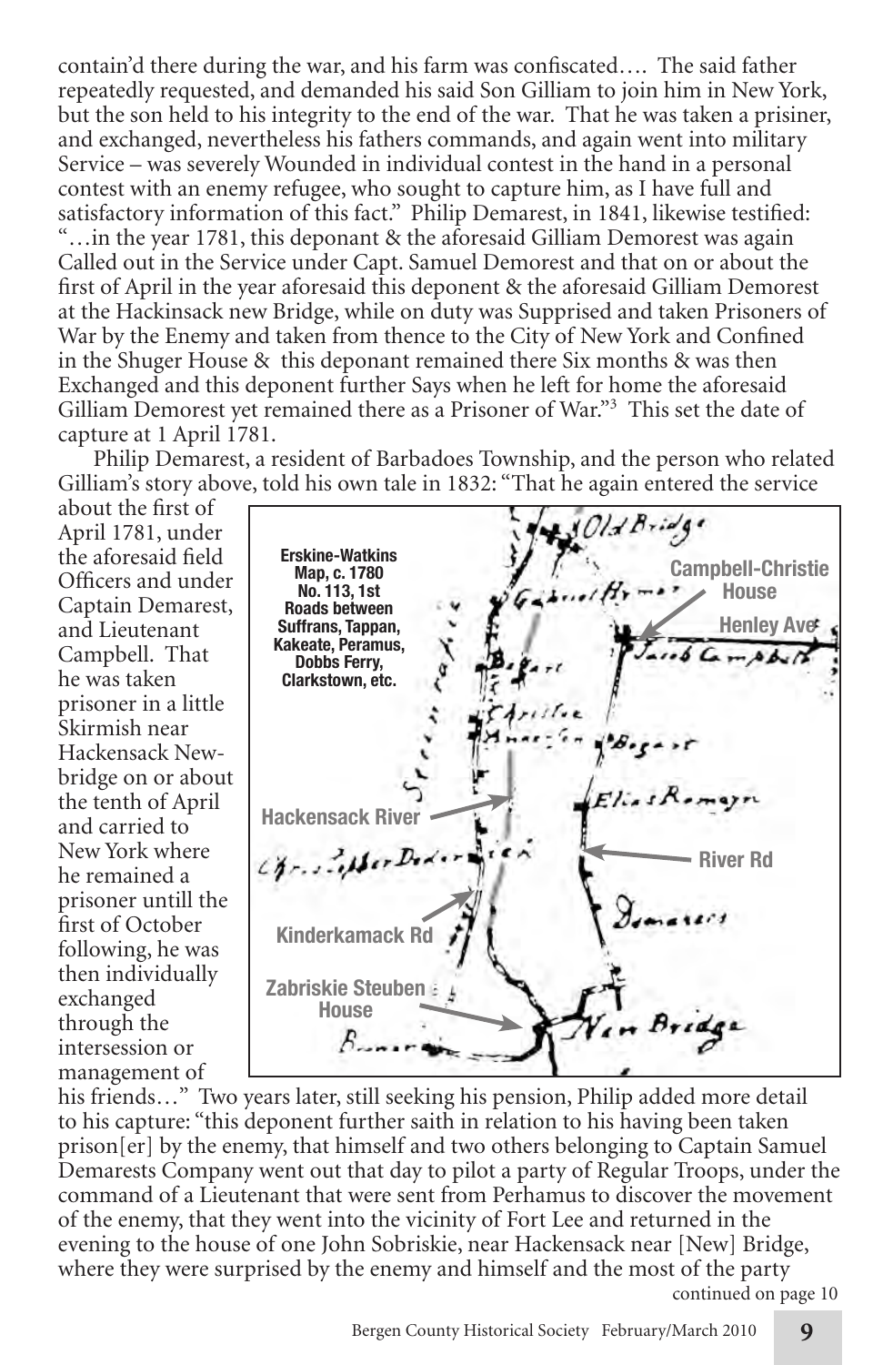contain'd there during the war, and his farm was confiscated.... The said father repeatedly requested, and demanded his said Son Gilliam to join him in New York, but the son held to his integrity to the end of the war. That he was taken a prisiner, and exchanged, nevertheless his fathers commands, and again went into military Service – was severely Wounded in individual contest in the hand in a personal contest with an enemy refugee, who sought to capture him, as I have full and satisfactory information of this fact." Philip Demarest, in 1841, likewise testified: "...in the year 1781, this deponant & the aforesaid Gilliam Demorest was again Called out in the Service under Capt. Samuel Demorest and that on or about the first of April in the year aforesaid this deponent & the aforesaid Gilliam Demorest at the Hackinsack new Bridge, while on duty was Supprised and taken Prisoners of War by the Enemy and taken from thence to the City of New York and Confined in the Shuger House & this deponant remained there Six months & was then Exchanged and this deponent further Says when he left for home the aforesaid Gilliam Demorest yet remained there as a Prisoner of War."[3] This set the date of capture at 1 April 1781.

Philip Demarest, a resident of Barbadoes Township, and the person who related Gilliam's story above, told his own tale in 1832: "That he again entered the service about the first of April 1781, under the aforesaid field Officers and under Captain Demarest, and Lieutenant Campbell. That he was taken prisoner in a little Skirmish near Hackensack Newbridge on or about the tenth of April and carried to New York where he remained a prisoner untill the first of October following, he was then individually exchanged through the intersession or management of his friends..." Two years later, still seeking his pension, Philip added more detail to his capture: "this deponent further saith in relation to his having been taken prison[er] by the enemy, that himself and two others belonging to Captain Samuel Demarests Company went out that day to pilot a party of Regular Troops, under the command of a Lieutenant that were sent from Perhamus to discover the movement of the enemy, that they went into the vicinity of Fort Lee and returned in the evening to the house of one John Sobriskie, near Hackensack near [New] Bridge, where they were surprised by the enemy and himself and the most of the party

**Erskine-Watkins Map, c. 1780 No. 113, 1st Roads between Suffrans, Tappan, Kakeate, Peramus, Dobbs Ferry, Clarkstown, etc.**

Campbell-Christie House; Henley Ave; Hackensack River; River Rd; Kinderkamack Rd; Zabriskie Steuben House

continued on page 10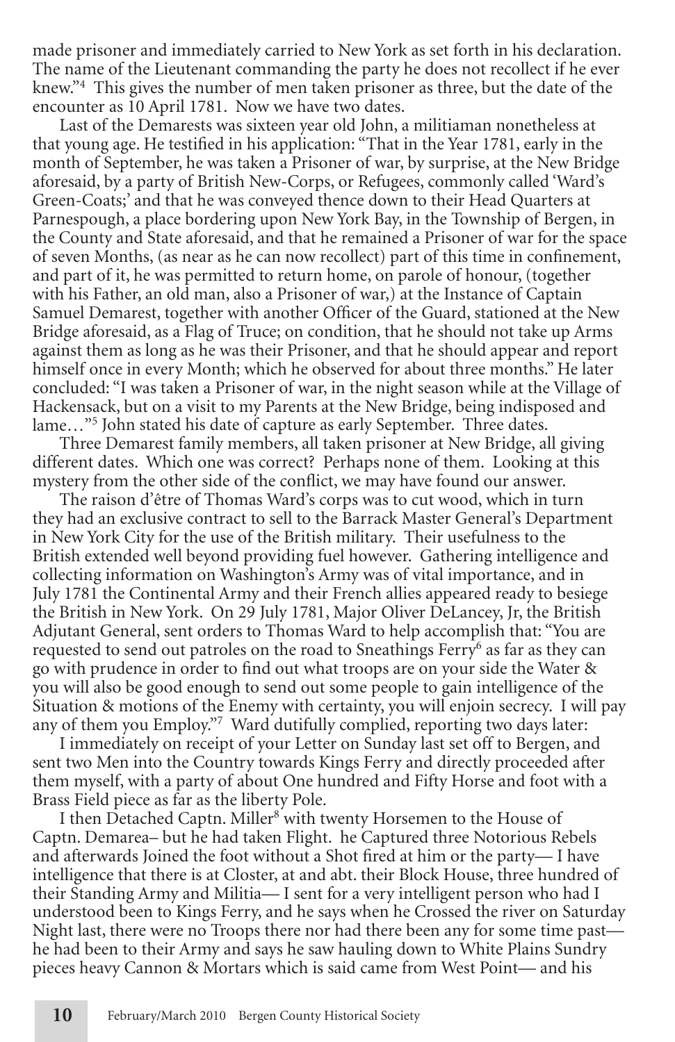made prisoner and immediately carried to New York as set forth in his declaration. The name of the Lieutenant commanding the party he does not recollect if he ever knew."[4] This gives the number of men taken prisoner as three, but the date of the encounter as 10 April 1781. Now we have two dates.

Last of the Demarests was sixteen year old John, a militiaman nonetheless at that young age. He testified in his application: "That in the Year 1781, early in the month of September, he was taken a Prisoner of war, by surprise, at the New Bridge aforesaid, by a party of British New-Corps, or Refugees, commonly called 'Ward's Green-Coats;' and that he was conveyed thence down to their Head Quarters at Parnespough, a place bordering upon New York Bay, in the Township of Bergen, in the County and State aforesaid, and that he remained a Prisoner of war for the space of seven Months, (as near as he can now recollect) part of this time in confinement, and part of it, he was permitted to return home, on parole of honour, (together with his Father, an old man, also a Prisoner of war,) at the Instance of Captain Samuel Demarest, together with another Officer of the Guard, stationed at the New Bridge aforesaid, as a Flag of Truce; on condition, that he should not take up Arms against them as long as he was their Prisoner, and that he should appear and report himself once in every Month; which he observed for about three months." He later concluded: "I was taken a Prisoner of war, in the night season while at the Village of Hackensack, but on a visit to my Parents at the New Bridge, being indisposed and lame…"[5] John stated his date of capture as early September. Three dates.

Three Demarest family members, all taken prisoner at New Bridge, all giving different dates. Which one was correct? Perhaps none of them. Looking at this mystery from the other side of the conflict, we may have found our answer.

The raison d'être of Thomas Ward's corps was to cut wood, which in turn they had an exclusive contract to sell to the Barrack Master General's Department in New York City for the use of the British military. Their usefulness to the British extended well beyond providing fuel however. Gathering intelligence and collecting information on Washington's Army was of vital importance, and in July 1781 the Continental Army and their French allies appeared ready to besiege the British in New York. On 29 July 1781, Major Oliver DeLancey, Jr, the British Adjutant General, sent orders to Thomas Ward to help accomplish that: "You are requested to send out patroles on the road to Sneathings Ferry[6] as far as they can go with prudence in order to find out what troops are on your side the Water & you will also be good enough to send out some people to gain intelligence of the Situation & motions of the Enemy with certainty, you will enjoin secrecy. I will pay any of them you Employ."[7] Ward dutifully complied, reporting two days later:

I immediately on receipt of your Letter on Sunday last set off to Bergen, and sent two Men into the Country towards Kings Ferry and directly proceeded after them myself, with a party of about One hundred and Fifty Horse and foot with a Brass Field piece as far as the liberty Pole.

I then Detached Captn. Miller[8] with twenty Horsemen to the House of Captn. Demarea– but he had taken Flight. he Captured three Notorious Rebels and afterwards Joined the foot without a Shot fired at him or the party— I have intelligence that there is at Closter, at and abt. their Block House, three hundred of their Standing Army and Militia— I sent for a very intelligent person who had I understood been to Kings Ferry, and he says when he Crossed the river on Saturday Night last, there were no Troops there nor had there been any for some time past— he had been to their Army and says he saw hauling down to White Plains Sundry pieces heavy Cannon & Mortars which is said came from West Point— and his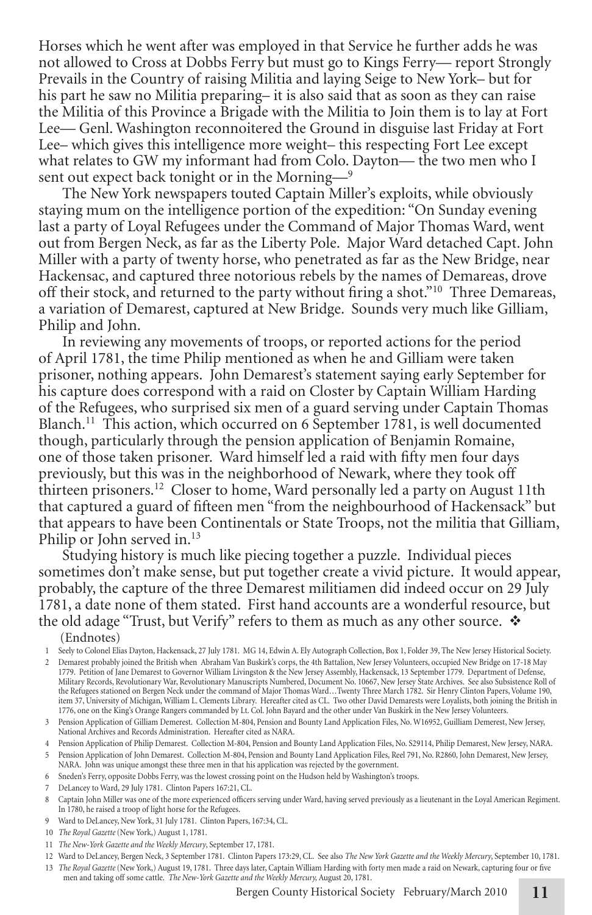Horses which he went after was employed in that Service he further adds he was not allowed to Cross at Dobbs Ferry but must go to Kings Ferry— report Strongly Prevails in the Country of raising Militia and laying Seige to New York– but for his part he saw no Militia preparing– it is also said that as soon as they can raise the Militia of this Province a Brigade with the Militia to Join them is to lay at Fort Lee— Genl. Washington reconnoitered the Ground in disguise last Friday at Fort Lee– which gives this intelligence more weight– this respecting Fort Lee except what relates to GW my informant had from Colo. Dayton— the two men who I sent out expect back tonight or in the Morning—[9]

The New York newspapers touted Captain Miller's exploits, while obviously staying mum on the intelligence portion of the expedition: "On Sunday evening last a party of Loyal Refugees under the Command of Major Thomas Ward, went out from Bergen Neck, as far as the Liberty Pole. Major Ward detached Capt. John Miller with a party of twenty horse, who penetrated as far as the New Bridge, near Hackensac, and captured three notorious rebels by the names of Demareas, drove off their stock, and returned to the party without firing a shot."[10] Three Demareas, a variation of Demarest, captured at New Bridge. Sounds very much like Gilliam, Philip and John.

In reviewing any movements of troops, or reported actions for the period of April 1781, the time Philip mentioned as when he and Gilliam were taken prisoner, nothing appears. John Demarest's statement saying early September for his capture does correspond with a raid on Closter by Captain William Harding of the Refugees, who surprised six men of a guard serving under Captain Thomas Blanch.[11] This action, which occurred on 6 September 1781, is well documented though, particularly through the pension application of Benjamin Romaine, one of those taken prisoner. Ward himself led a raid with fifty men four days previously, but this was in the neighborhood of Newark, where they took off thirteen prisoners.[12] Closer to home, Ward personally led a party on August 11th that captured a guard of fifteen men "from the neighbourhood of Hackensack" but that appears to have been Continentals or State Troops, not the militia that Gilliam, Philip or John served in.[13]

Studying history is much like piecing together a puzzle. Individual pieces sometimes don't make sense, but put together create a vivid picture. It would appear, probably, the capture of the three Demarest militiamen did indeed occur on 29 July 1781, a date none of them stated. First hand accounts are a wonderful resource, but the old adage "Trust, but Verify" refers to them as much as any other source. ❖

(Endnotes)

1 Seely to Colonel Elias Dayton, Hackensack, 27 July 1781. MG 14, Edwin A. Ely Autograph Collection, Box 1, Folder 39, The New Jersey Historical Society.

2 Demarest probably joined the British when Abraham Van Buskirk's corps, the 4th Battalion, New Jersey Volunteers, occupied New Bridge on 17-18 May 1779. Petition of Jane Demarest to Governor William Livingston & the New Jersey Assembly, Hackensack, 13 September 1779. Department of Defense, Military Records, Revolutionary War, Revolutionary Manuscripts Numbered, Document No. 10667, New Jersey State Archives. See also Subsistence Roll of the Refugees stationed on Bergen Neck under the command of Major Thomas Ward…Twenty Three March 1782. Sir Henry Clinton Papers, Volume 190, item 37, University of Michigan, William L. Clements Library. Hereafter cited as CL. Two other David Demarests were Loyalists, both joining the British in 1776, one on the King's Orange Rangers commanded by Lt. Col. John Bayard and the other under Van Buskirk in the New Jersey Volunteers.

3 Pension Application of Gilliam Demerest. Collection M-804, Pension and Bounty Land Application Files, No. W16952, Guilliam Demerest, New Jersey, National Archives and Records Administration. Hereafter cited as NARA.

4 Pension Application of Philip Demarest. Collection M-804, Pension and Bounty Land Application Files, No. S29114, Philip Demarest, New Jersey, NARA.

5 Pension Application of John Demarest. Collection M-804, Pension and Bounty Land Application Files, Reel 791, No. R2860, John Demarest, New Jersey, NARA. John was unique amongst these three men in that his application was rejected by the government.

6 Sneden's Ferry, opposite Dobbs Ferry, was the lowest crossing point on the Hudson held by Washington's troops.

7 DeLancey to Ward, 29 July 1781. Clinton Papers 167:21, CL.

8 Captain John Miller was one of the more experienced officers serving under Ward, having served previously as a lieutenant in the Loyal American Regiment. In 1780, he raised a troop of light horse for the Refugees.

9 Ward to DeLancey, New York, 31 July 1781. Clinton Papers, 167:34, CL.

10 *The Royal Gazette* (New York,) August 1, 1781.

11 *The New-York Gazette and the Weekly Mercury*, September 17, 1781.

12 Ward to DeLancey, Bergen Neck, 3 September 1781. Clinton Papers 173:29, CL. See also *The New York Gazette and the Weekly Mercury*, September 10, 1781.

13 *The Royal Gazette* (New York,) August 19, 1781. Three days later, Captain William Harding with forty men made a raid on Newark, capturing four or five men and taking off some cattle. *The New-York Gazette and the Weekly Mercury*, August 20, 1781.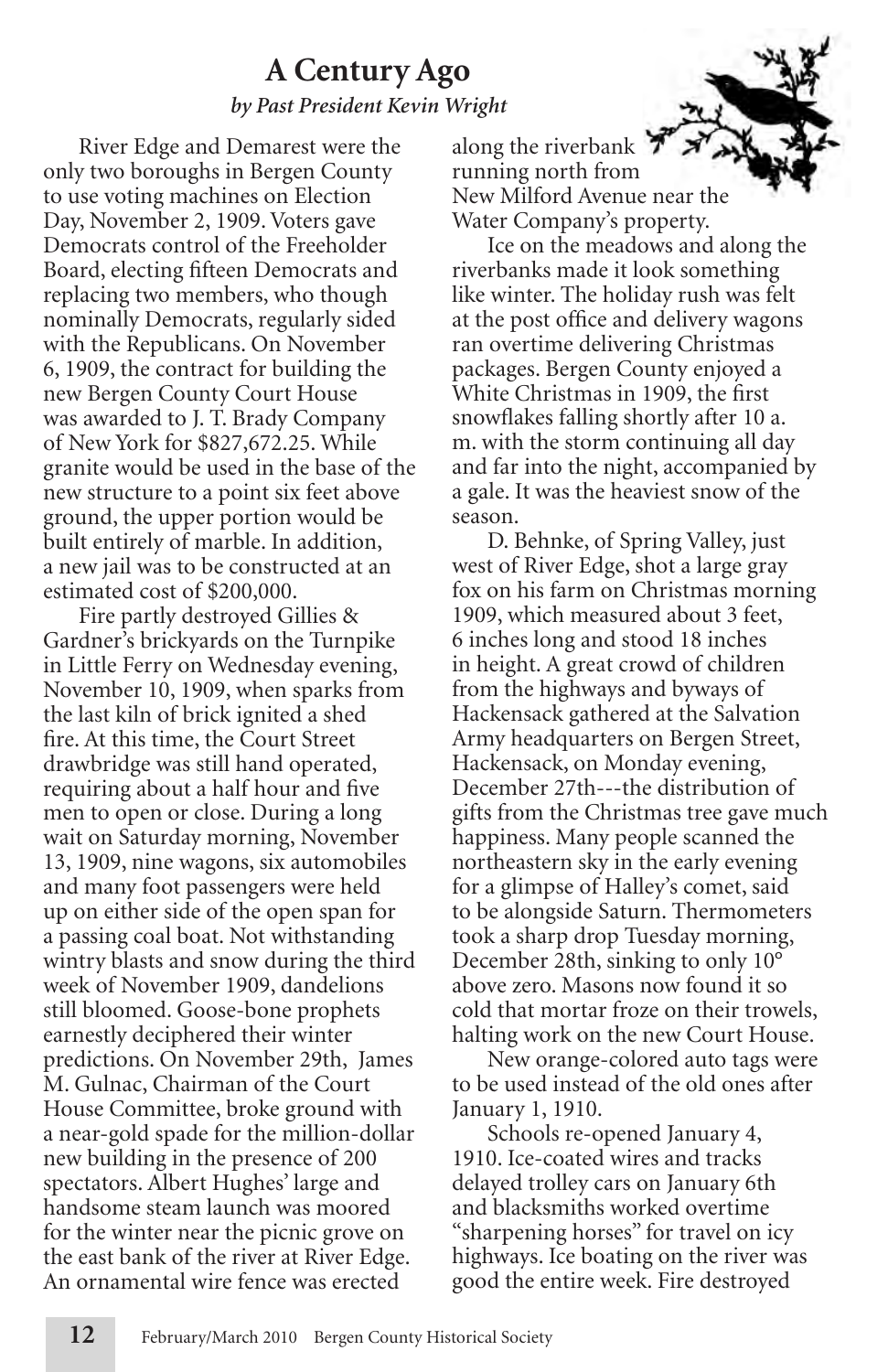# A Century Ago

*by Past President Kevin Wright*

River Edge and Demarest were the only two boroughs in Bergen County to use voting machines on Election Day, November 2, 1909. Voters gave Democrats control of the Freeholder Board, electing fifteen Democrats and replacing two members, who though nominally Democrats, regularly sided with the Republicans. On November 6, 1909, the contract for building the new Bergen County Court House was awarded to J. T. Brady Company of New York for $827,672.25. While granite would be used in the base of the new structure to a point six feet above ground, the upper portion would be built entirely of marble. In addition, a new jail was to be constructed at an estimated cost of $200,000.

Fire partly destroyed Gillies & Gardner's brickyards on the Turnpike in Little Ferry on Wednesday evening, November 10, 1909, when sparks from the last kiln of brick ignited a shed fire. At this time, the Court Street drawbridge was still hand operated, requiring about a half hour and five men to open or close. During a long wait on Saturday morning, November 13, 1909, nine wagons, six automobiles and many foot passengers were held up on either side of the open span for a passing coal boat. Not withstanding wintry blasts and snow during the third week of November 1909, dandelions still bloomed. Goose-bone prophets earnestly deciphered their winter predictions. On November 29th, James M. Gulnac, Chairman of the Court House Committee, broke ground with a near-gold spade for the million-dollar new building in the presence of 200 spectators. Albert Hughes' large and handsome steam launch was moored for the winter near the picnic grove on the east bank of the river at River Edge. An ornamental wire fence was erected along the riverbank running north from New Milford Avenue near the Water Company's property.

Ice on the meadows and along the riverbanks made it look something like winter. The holiday rush was felt at the post office and delivery wagons ran overtime delivering Christmas packages. Bergen County enjoyed a White Christmas in 1909, the first snowflakes falling shortly after 10 a. m. with the storm continuing all day and far into the night, accompanied by a gale. It was the heaviest snow of the season.

D. Behnke, of Spring Valley, just west of River Edge, shot a large gray fox on his farm on Christmas morning 1909, which measured about 3 feet, 6 inches long and stood 18 inches in height. A great crowd of children from the highways and byways of Hackensack gathered at the Salvation Army headquarters on Bergen Street, Hackensack, on Monday evening, December 27th---the distribution of gifts from the Christmas tree gave much happiness. Many people scanned the northeastern sky in the early evening for a glimpse of Halley's comet, said to be alongside Saturn. Thermometers took a sharp drop Tuesday morning, December 28th, sinking to only 10° above zero. Masons now found it so cold that mortar froze on their trowels, halting work on the new Court House.

New orange-colored auto tags were to be used instead of the old ones after January 1, 1910.

Schools re-opened January 4, 1910. Ice-coated wires and tracks delayed trolley cars on January 6th and blacksmiths worked overtime "sharpening horses" for travel on icy highways. Ice boating on the river was good the entire week. Fire destroyed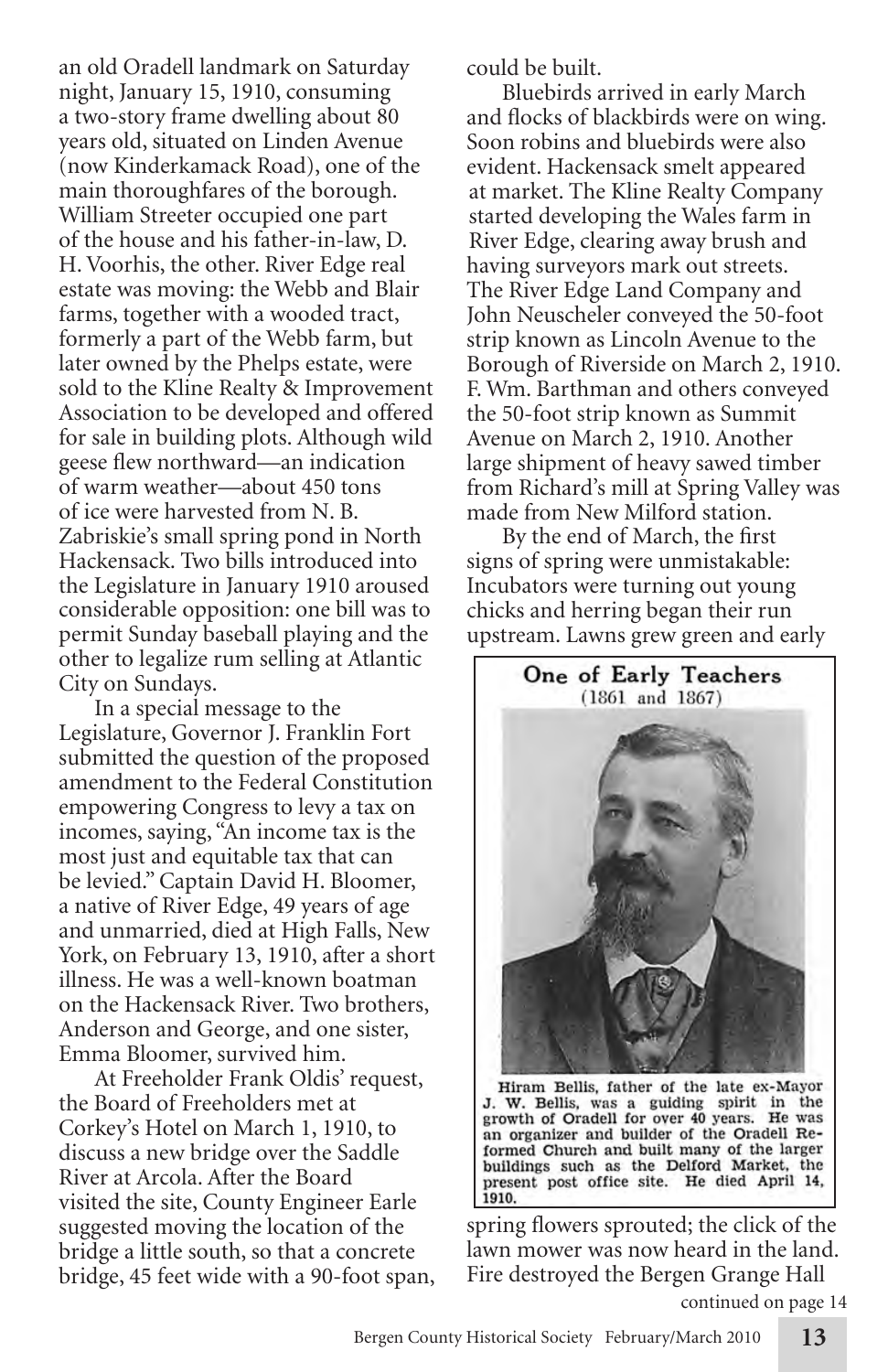an old Oradell landmark on Saturday night, January 15, 1910, consuming a two-story frame dwelling about 80 years old, situated on Linden Avenue (now Kinderkamack Road), one of the main thoroughfares of the borough. William Streeter occupied one part of the house and his father-in-law, D. H. Voorhis, the other. River Edge real estate was moving: the Webb and Blair farms, together with a wooded tract, formerly a part of the Webb farm, but later owned by the Phelps estate, were sold to the Kline Realty & Improvement Association to be developed and offered for sale in building plots. Although wild geese flew northward—an indication of warm weather—about 450 tons of ice were harvested from N. B. Zabriskie's small spring pond in North Hackensack. Two bills introduced into the Legislature in January 1910 aroused considerable opposition: one bill was to permit Sunday baseball playing and the other to legalize rum selling at Atlantic City on Sundays.

In a special message to the Legislature, Governor J. Franklin Fort submitted the question of the proposed amendment to the Federal Constitution empowering Congress to levy a tax on incomes, saying, "An income tax is the most just and equitable tax that can be levied." Captain David H. Bloomer, a native of River Edge, 49 years of age and unmarried, died at High Falls, New York, on February 13, 1910, after a short illness. He was a well-known boatman on the Hackensack River. Two brothers, Anderson and George, and one sister, Emma Bloomer, survived him.

At Freeholder Frank Oldis' request, the Board of Freeholders met at Corkey's Hotel on March 1, 1910, to discuss a new bridge over the Saddle River at Arcola. After the Board visited the site, County Engineer Earle suggested moving the location of the bridge a little south, so that a concrete bridge, 45 feet wide with a 90-foot span, could be built.

Bluebirds arrived in early March and flocks of blackbirds were on wing. Soon robins and bluebirds were also evident. Hackensack smelt appeared at market. The Kline Realty Company started developing the Wales farm in River Edge, clearing away brush and having surveyors mark out streets. The River Edge Land Company and John Neuscheler conveyed the 50-foot strip known as Lincoln Avenue to the Borough of Riverside on March 2, 1910. F. Wm. Barthman and others conveyed the 50-foot strip known as Summit Avenue on March 2, 1910. Another large shipment of heavy sawed timber from Richard's mill at Spring Valley was made from New Milford station.

By the end of March, the first signs of spring were unmistakable: Incubators were turning out young chicks and herring began their run upstream. Lawns grew green and early spring flowers sprouted; the click of the lawn mower was now heard in the land. Fire destroyed the Bergen Grange Hall

**One of Early Teachers**
(1861 and 1867)

Hiram Bellis, father of the late ex-Mayor J. W. Bellis, was a guiding spirit in the growth of Oradell for over 40 years. He was an organizer and builder of the Oradell Reformed Church and built many of the larger buildings such as the Delford Market, the present post office site. He died April 14, 1910.

continued on page 14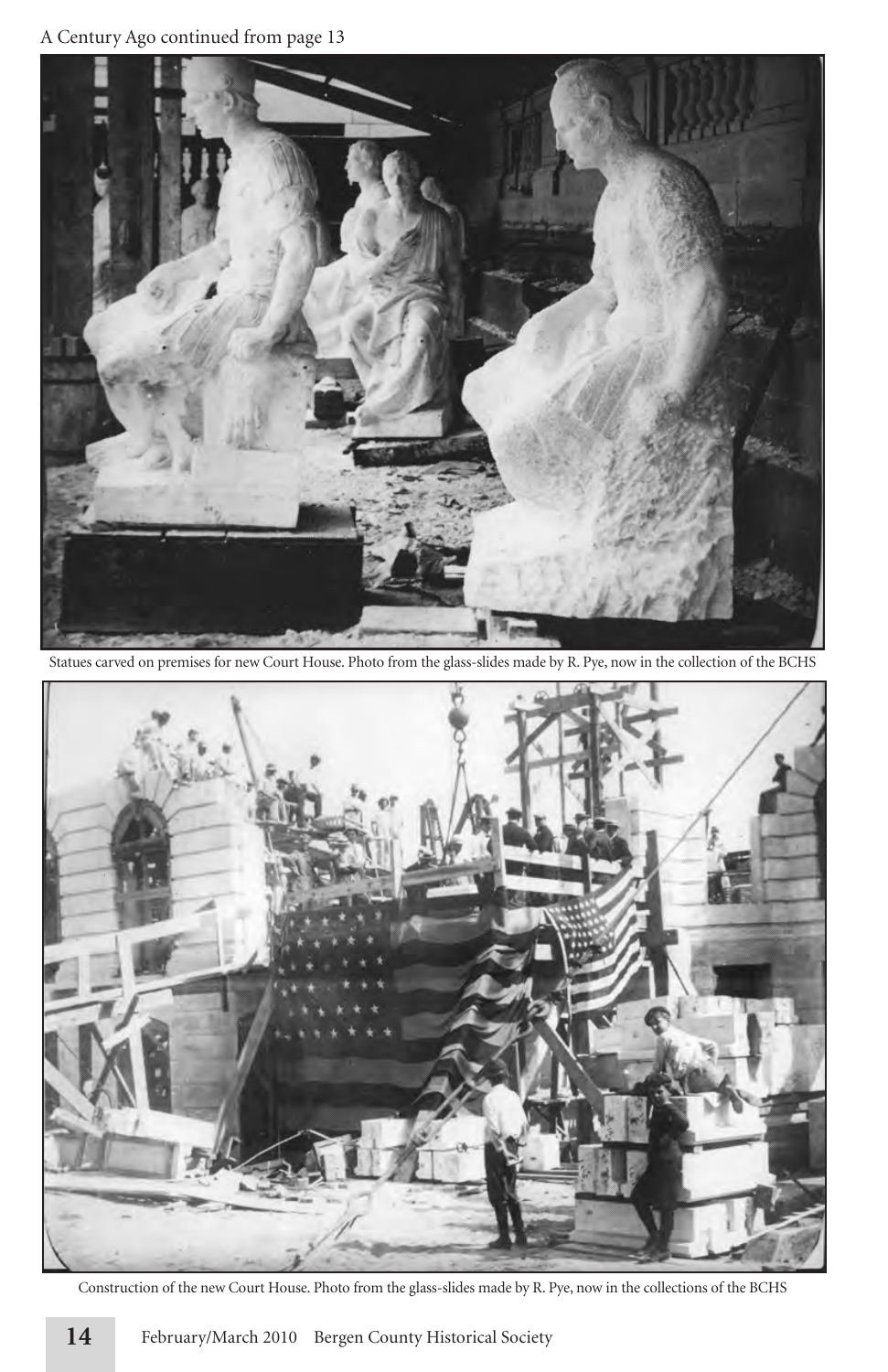A Century Ago continued from page 13

Statues carved on premises for new Court House. Photo from the glass-slides made by R. Pye, now in the collection of the BCHS

Construction of the new Court House. Photo from the glass-slides made by R. Pye, now in the collections of the BCHS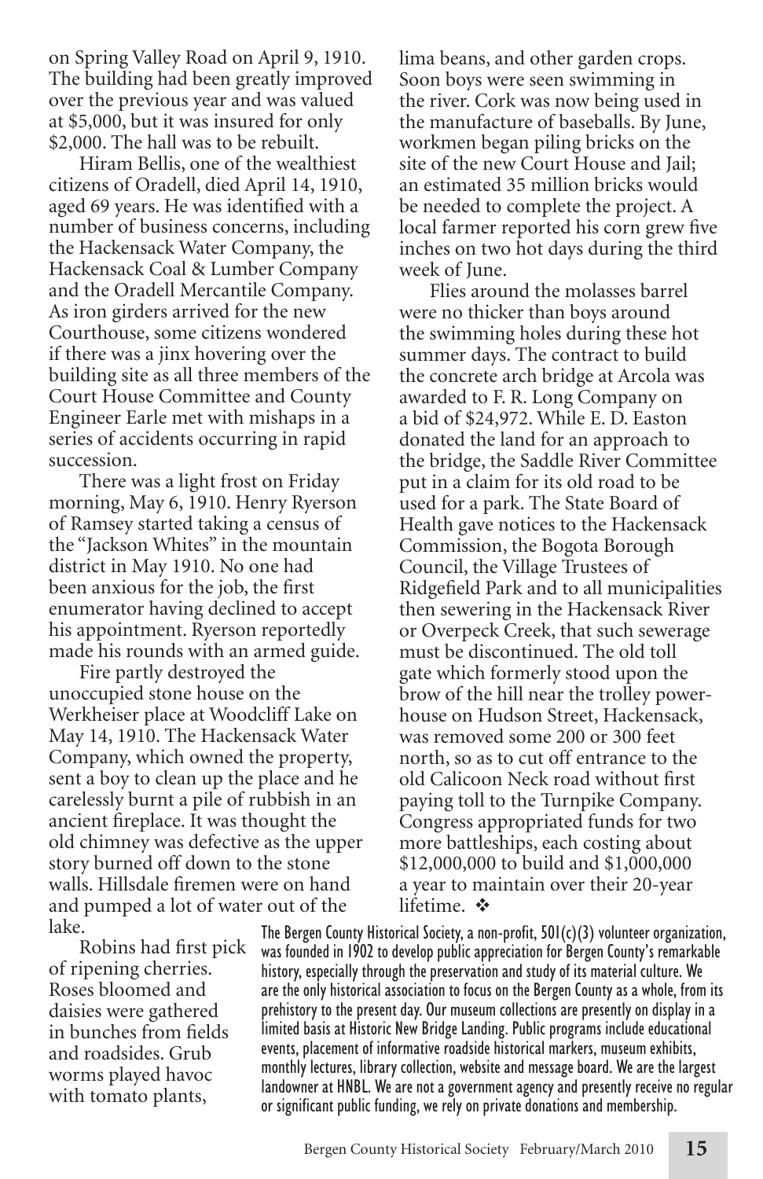on Spring Valley Road on April 9, 1910. The building had been greatly improved over the previous year and was valued at $5,000, but it was insured for only $2,000. The hall was to be rebuilt.

Hiram Bellis, one of the wealthiest citizens of Oradell, died April 14, 1910, aged 69 years. He was identified with a number of business concerns, including the Hackensack Water Company, the Hackensack Coal & Lumber Company and the Oradell Mercantile Company. As iron girders arrived for the new Courthouse, some citizens wondered if there was a jinx hovering over the building site as all three members of the Court House Committee and County Engineer Earle met with mishaps in a series of accidents occurring in rapid succession.

There was a light frost on Friday morning, May 6, 1910. Henry Ryerson of Ramsey started taking a census of the "Jackson Whites" in the mountain district in May 1910. No one had been anxious for the job, the first enumerator having declined to accept his appointment. Ryerson reportedly made his rounds with an armed guide.

Fire partly destroyed the unoccupied stone house on the Werkheiser place at Woodcliff Lake on May 14, 1910. The Hackensack Water Company, which owned the property, sent a boy to clean up the place and he carelessly burnt a pile of rubbish in an ancient fireplace. It was thought the old chimney was defective as the upper story burned off down to the stone walls. Hillsdale firemen were on hand and pumped a lot of water out of the lake.

Robins had first pick of ripening cherries. Roses bloomed and daisies were gathered in bunches from fields and roadsides. Grub worms played havoc with tomato plants, lima beans, and other garden crops. Soon boys were seen swimming in the river. Cork was now being used in the manufacture of baseballs. By June, workmen began piling bricks on the site of the new Court House and Jail; an estimated 35 million bricks would be needed to complete the project. A local farmer reported his corn grew five inches on two hot days during the third week of June.

Flies around the molasses barrel were no thicker than boys around the swimming holes during these hot summer days. The contract to build the concrete arch bridge at Arcola was awarded to F. R. Long Company on a bid of $24,972. While E. D. Easton donated the land for an approach to the bridge, the Saddle River Committee put in a claim for its old road to be used for a park. The State Board of Health gave notices to the Hackensack Commission, the Bogota Borough Council, the Village Trustees of Ridgefield Park and to all municipalities then sewering in the Hackensack River or Overpeck Creek, that such sewerage must be discontinued. The old toll gate which formerly stood upon the brow of the hill near the trolley power-house on Hudson Street, Hackensack, was removed some 200 or 300 feet north, so as to cut off entrance to the old Calicoon Neck road without first paying toll to the Turnpike Company. Congress appropriated funds for two more battleships, each costing about $12,000,000 to build and $1,000,000 a year to maintain over their 20-year lifetime. ❖

The Bergen County Historical Society, a non-profit, 501(c)(3) volunteer organization, was founded in 1902 to develop public appreciation for Bergen County's remarkable history, especially through the preservation and study of its material culture. We are the only historical association to focus on the Bergen County as a whole, from its prehistory to the present day. Our museum collections are presently on display in a limited basis at Historic New Bridge Landing. Public programs include educational events, placement of informative roadside historical markers, museum exhibits, monthly lectures, library collection, website and message board. We are the largest landowner at HNBL. We are not a government agency and presently receive no regular or significant public funding, we rely on private donations and membership.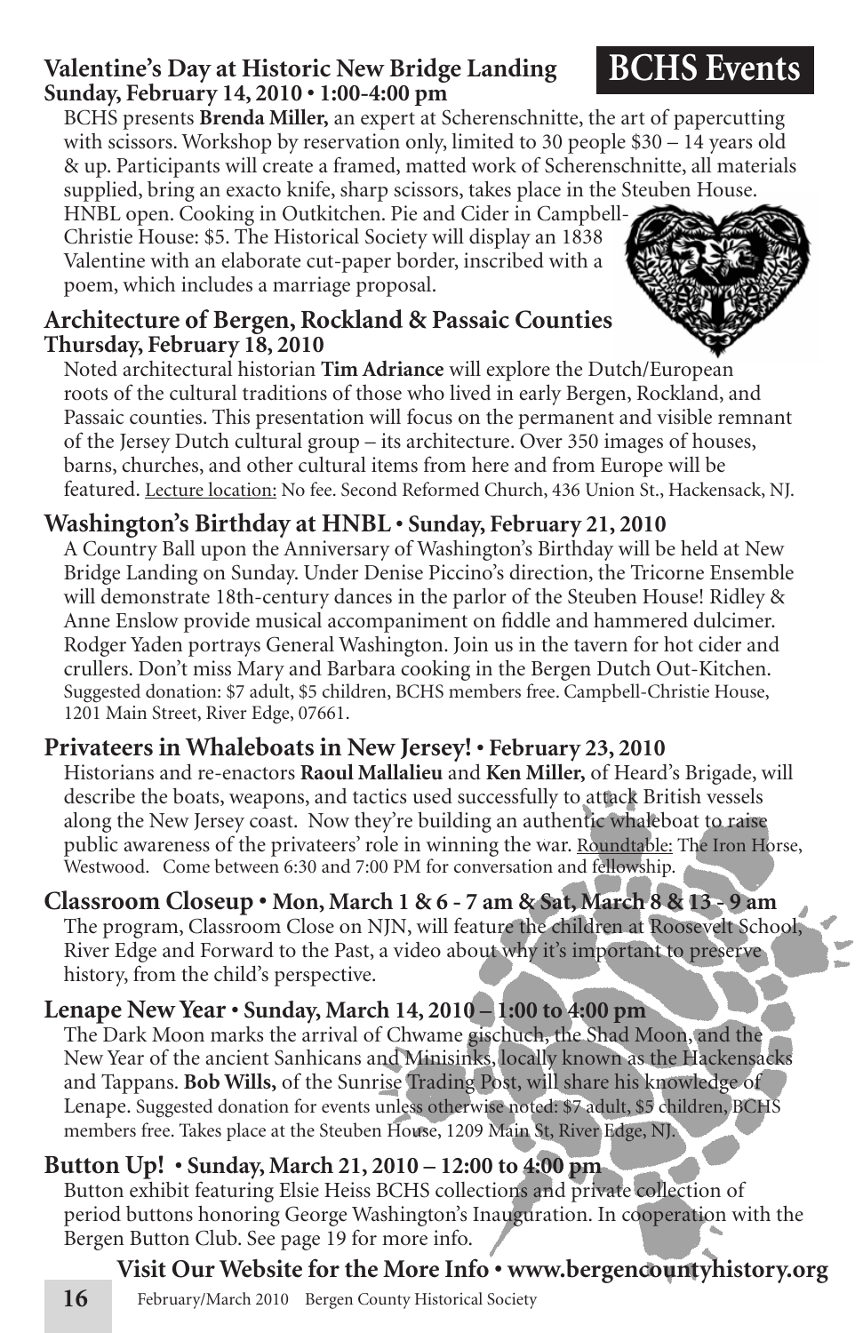# BCHS Events

## Valentine's Day at Historic New Bridge Landing
### Sunday, February 14, 2010 • 1:00-4:00 pm

BCHS presents **Brenda Miller,** an expert at Scherenschnitte, the art of papercutting with scissors. Workshop by reservation only, limited to 30 people $30 – 14 years old & up. Participants will create a framed, matted work of Scherenschnitte, all materials supplied, bring an exacto knife, sharp scissors, takes place in the Steuben House. HNBL open. Cooking in Outkitchen. Pie and Cider in Campbell-Christie House: $5. The Historical Society will display an 1838 Valentine with an elaborate cut-paper border, inscribed with a poem, which includes a marriage proposal.

## Architecture of Bergen, Rockland & Passaic Counties
### Thursday, February 18, 2010

Noted architectural historian **Tim Adriance** will explore the Dutch/European roots of the cultural traditions of those who lived in early Bergen, Rockland, and Passaic counties. This presentation will focus on the permanent and visible remnant of the Jersey Dutch cultural group – its architecture. Over 350 images of houses, barns, churches, and other cultural items from here and from Europe will be featured. Lecture location: No fee. Second Reformed Church, 436 Union St., Hackensack, NJ.

## Washington's Birthday at HNBL • Sunday, February 21, 2010

A Country Ball upon the Anniversary of Washington's Birthday will be held at New Bridge Landing on Sunday. Under Denise Piccino's direction, the Tricorne Ensemble will demonstrate 18th-century dances in the parlor of the Steuben House! Ridley & Anne Enslow provide musical accompaniment on fiddle and hammered dulcimer. Rodger Yaden portrays General Washington. Join us in the tavern for hot cider and crullers. Don't miss Mary and Barbara cooking in the Bergen Dutch Out-Kitchen. Suggested donation: $7 adult, $5 children, BCHS members free. Campbell-Christie House, 1201 Main Street, River Edge, 07661.

## Privateers in Whaleboats in New Jersey! • February 23, 2010

Historians and re-enactors **Raoul Mallalieu** and **Ken Miller,** of Heard's Brigade, will describe the boats, weapons, and tactics used successfully to attack British vessels along the New Jersey coast. Now they're building an authentic whaleboat to raise public awareness of the privateers' role in winning the war. Roundtable: The Iron Horse, Westwood. Come between 6:30 and 7:00 PM for conversation and fellowship.

## Classroom Closeup • Mon, March 1 & 6 - 7 am & Sat, March 8 & 13 - 9 am

The program, Classroom Close on NJN, will feature the children at Roosevelt School, River Edge and Forward to the Past, a video about why it's important to preserve history, from the child's perspective.

## Lenape New Year • Sunday, March 14, 2010 – 1:00 to 4:00 pm

The Dark Moon marks the arrival of Chwame gischuch, the Shad Moon, and the New Year of the ancient Sanhicans and Minisinks, locally known as the Hackensacks and Tappans. **Bob Wills,** of the Sunrise Trading Post, will share his knowledge of Lenape. Suggested donation for events unless otherwise noted: $7 adult, $5 children, BCHS members free. Takes place at the Steuben House, 1209 Main St, River Edge, NJ.

## Button Up! • Sunday, March 21, 2010 – 12:00 to 4:00 pm

Button exhibit featuring Elsie Heiss BCHS collections and private collection of period buttons honoring George Washington's Inauguration. In cooperation with the Bergen Button Club. See page 19 for more info.

**Visit Our Website for the More Info • www.bergencountyhistory.org**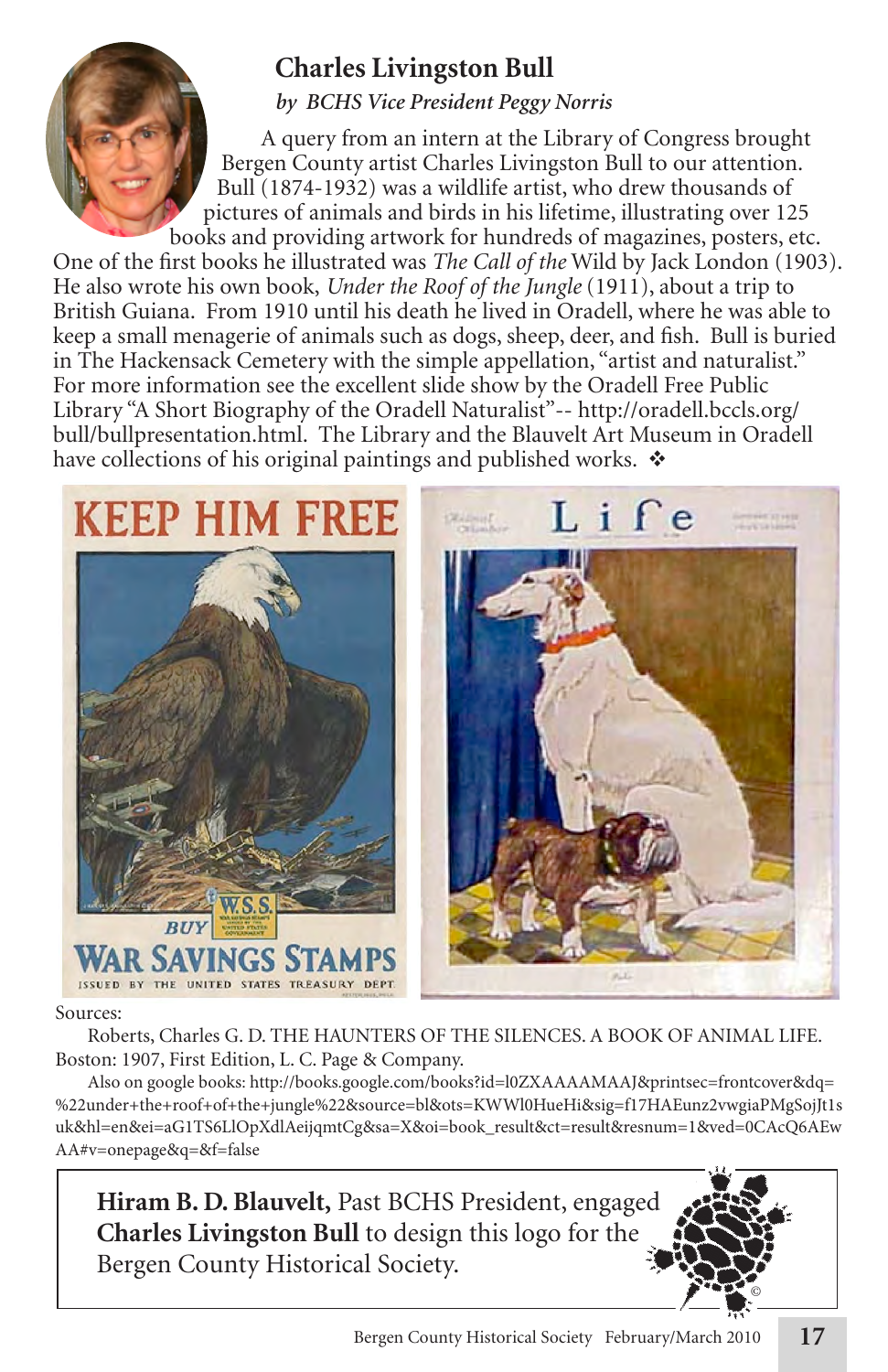## Charles Livingston Bull

*by BCHS Vice President Peggy Norris*

A query from an intern at the Library of Congress brought Bergen County artist Charles Livingston Bull to our attention. Bull (1874-1932) was a wildlife artist, who drew thousands of pictures of animals and birds in his lifetime, illustrating over 125 books and providing artwork for hundreds of magazines, posters, etc. One of the first books he illustrated was *The Call of the* Wild by Jack London (1903). He also wrote his own book, *Under the Roof of the Jungle* (1911), about a trip to British Guiana. From 1910 until his death he lived in Oradell, where he was able to keep a small menagerie of animals such as dogs, sheep, deer, and fish. Bull is buried in The Hackensack Cemetery with the simple appellation, "artist and naturalist." For more information see the excellent slide show by the Oradell Free Public Library "A Short Biography of the Oradell Naturalist"-- http://oradell.bccls.org/bull/bullpresentation.html. The Library and the Blauvelt Art Museum in Oradell have collections of his original paintings and published works. ❖

Sources:

Roberts, Charles G. D. THE HAUNTERS OF THE SILENCES. A BOOK OF ANIMAL LIFE. Boston: 1907, First Edition, L. C. Page & Company.

Also on google books: http://books.google.com/books?id=l0ZXAAAAMAAJ&printsec=frontcover&dq=%22under+the+roof+of+the+jungle%22&source=bl&ots=KWWl0HueHi&sig=f17HAEunz2vwgiaPMgSojJt1suk&hl=en&ei=aG1TS6LlOpXdlAeijqmtCg&sa=X&oi=book_result&ct=result&resnum=1&ved=0CAcQ6AEwAA#v=onepage&q=&f=false

**Hiram B. D. Blauvelt,** Past BCHS President, engaged **Charles Livingston Bull** to design this logo for the Bergen County Historical Society.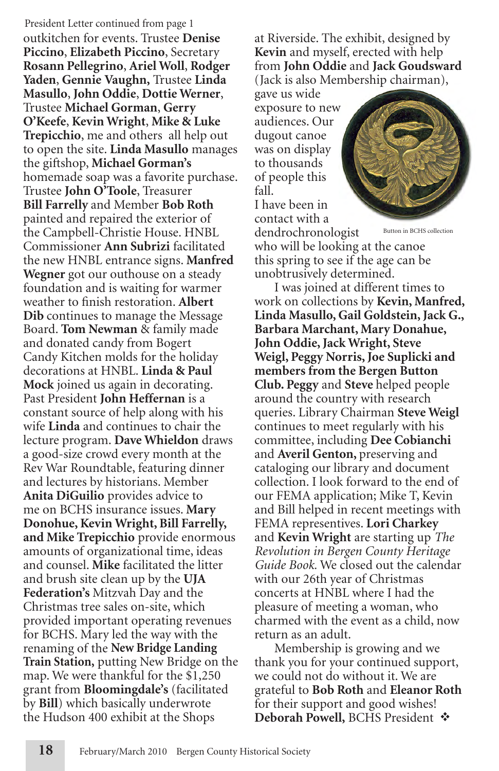President Letter continued from page 1

outkitchen for events. Trustee **Denise Piccino**, **Elizabeth Piccino**, Secretary **Rosann Pellegrino**, **Ariel Woll**, **Rodger Yaden**, **Gennie Vaughn,** Trustee **Linda Masullo**, **John Oddie**, **Dottie Werner**, Trustee **Michael Gorman**, **Gerry O'Keefe**, **Kevin Wright**, **Mike & Luke Trepicchio**, me and others all help out to open the site. **Linda Masullo** manages the giftshop, **Michael Gorman's** homemade soap was a favorite purchase. Trustee **John O'Toole**, Treasurer **Bill Farrelly** and Member **Bob Roth** painted and repaired the exterior of the Campbell-Christie House. HNBL Commissioner **Ann Subrizi** facilitated the new HNBL entrance signs. **Manfred Wegner** got our outhouse on a steady foundation and is waiting for warmer weather to finish restoration. **Albert Dib** continues to manage the Message Board. **Tom Newman** & family made and donated candy from Bogert Candy Kitchen molds for the holiday decorations at HNBL. **Linda & Paul Mock** joined us again in decorating. Past President **John Heffernan** is a constant source of help along with his wife **Linda** and continues to chair the lecture program. **Dave Whieldon** draws a good-size crowd every month at the Rev War Roundtable, featuring dinner and lectures by historians. Member **Anita DiGuilio** provides advice to me on BCHS insurance issues. **Mary Donohue, Kevin Wright, Bill Farrelly, and Mike Trepicchio** provide enormous amounts of organizational time, ideas and counsel. **Mike** facilitated the litter and brush site clean up by the **UJA Federation's** Mitzvah Day and the Christmas tree sales on-site, which provided important operating revenues for BCHS. Mary led the way with the renaming of the **New Bridge Landing Train Station,** putting New Bridge on the map. We were thankful for the $1,250 grant from **Bloomingdale's** (facilitated by **Bill**) which basically underwrote the Hudson 400 exhibit at the Shops at Riverside. The exhibit, designed by **Kevin** and myself, erected with help from **John Oddie** and **Jack Goudsward** (Jack is also Membership chairman), gave us wide exposure to new audiences. Our dugout canoe was on display to thousands of people this fall.

Button in BCHS collection

I have been in contact with a dendrochronologist who will be looking at the canoe this spring to see if the age can be unobtrusively determined.

I was joined at different times to work on collections by **Kevin, Manfred, Linda Masullo, Gail Goldstein, Jack G., Barbara Marchant, Mary Donahue, John Oddie, Jack Wright, Steve Weigl, Peggy Norris, Joe Suplicki and members from the Bergen Button Club. Peggy** and **Steve** helped people around the country with research queries. Library Chairman **Steve Weigl** continues to meet regularly with his committee, including **Dee Cobianchi** and **Averil Genton,** preserving and cataloging our library and document collection. I look forward to the end of our FEMA application; Mike T, Kevin and Bill helped in recent meetings with FEMA representives. **Lori Charkey** and **Kevin Wright** are starting up *The Revolution in Bergen County Heritage Guide Book.* We closed out the calendar with our 26th year of Christmas concerts at HNBL where I had the pleasure of meeting a woman, who charmed with the event as a child, now return as an adult.

Membership is growing and we thank you for your continued support, we could not do without it. We are grateful to **Bob Roth** and **Eleanor Roth** for their support and good wishes!

**Deborah Powell,** BCHS President ❖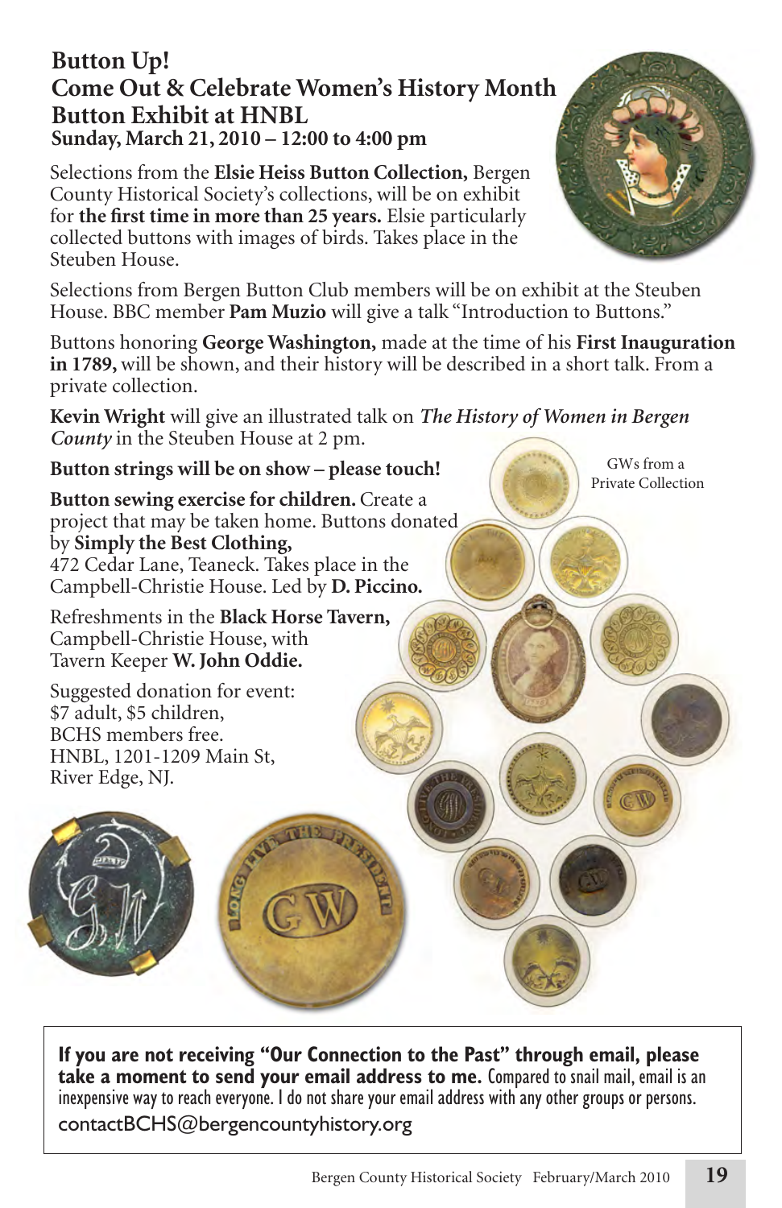## Button Up!
## Come Out & Celebrate Women's History Month
## Button Exhibit at HNBL
### Sunday, March 21, 2010 – 12:00 to 4:00 pm

Selections from the **Elsie Heiss Button Collection,** Bergen County Historical Society's collections, will be on exhibit for **the first time in more than 25 years.** Elsie particularly collected buttons with images of birds. Takes place in the Steuben House.

Selections from Bergen Button Club members will be on exhibit at the Steuben House. BBC member **Pam Muzio** will give a talk "Introduction to Buttons."

Buttons honoring **George Washington,** made at the time of his **First Inauguration in 1789,** will be shown, and their history will be described in a short talk. From a private collection.

**Kevin Wright** will give an illustrated talk on ***The History of Women in Bergen County*** in the Steuben House at 2 pm.

**Button strings will be on show – please touch!**

**Button sewing exercise for children.** Create a project that may be taken home. Buttons donated by **Simply the Best Clothing,** 472 Cedar Lane, Teaneck. Takes place in the Campbell-Christie House. Led by **D. Piccino.**

Refreshments in the **Black Horse Tavern,** Campbell-Christie House, with Tavern Keeper **W. John Oddie.**

Suggested donation for event:
$7 adult, $5 children,
BCHS members free.
HNBL, 1201-1209 Main St,
River Edge, NJ.

GWs from a Private Collection

---

**If you are not receiving "Our Connection to the Past" through email, please take a moment to send your email address to me.** Compared to snail mail, email is an inexpensive way to reach everyone. I do not share your email address with any other groups or persons.

contactBCHS@bergencountyhistory.org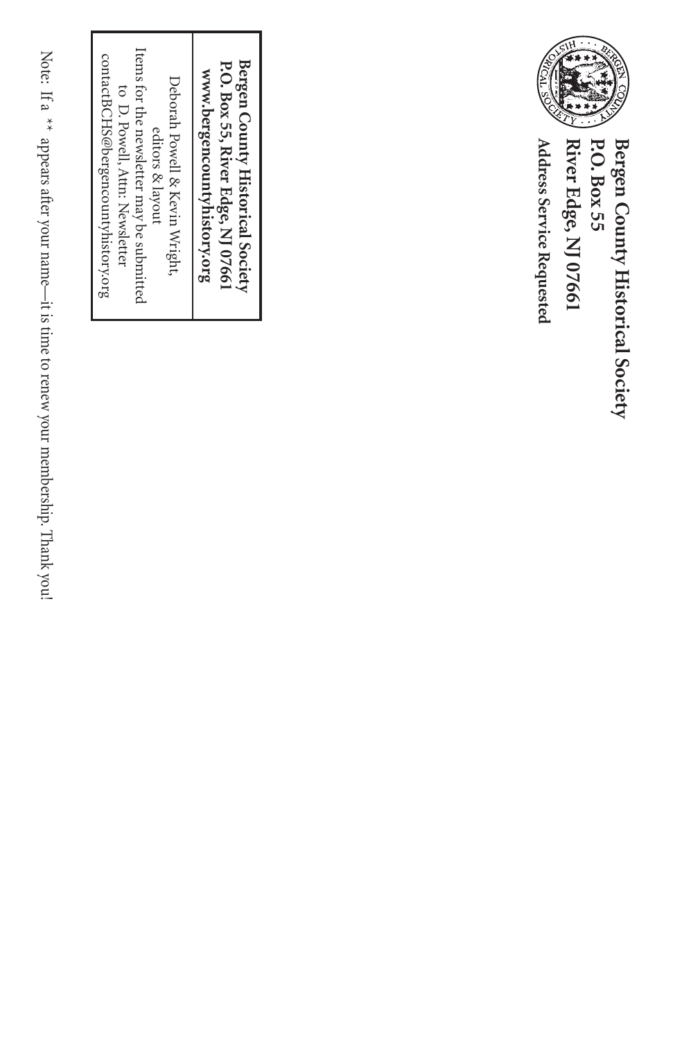**Bergen County Historical Society**
**P.O. Box 55**
**River Edge, NJ 07661**
**Address Service Requested**

**Bergen County Historical Society**
**P.O. Box 55, River Edge, NJ 07661**
**www.bergencountyhistory.org**

Deborah Powell & Kevin Wright,
editors & layout
Items for the newsletter may be submitted
to D. Powell, Attn: Newsletter
contactBCHS@bergencountyhistory.org

Note: If a ** appears after your name—it is time to renew your membership. Thank you!